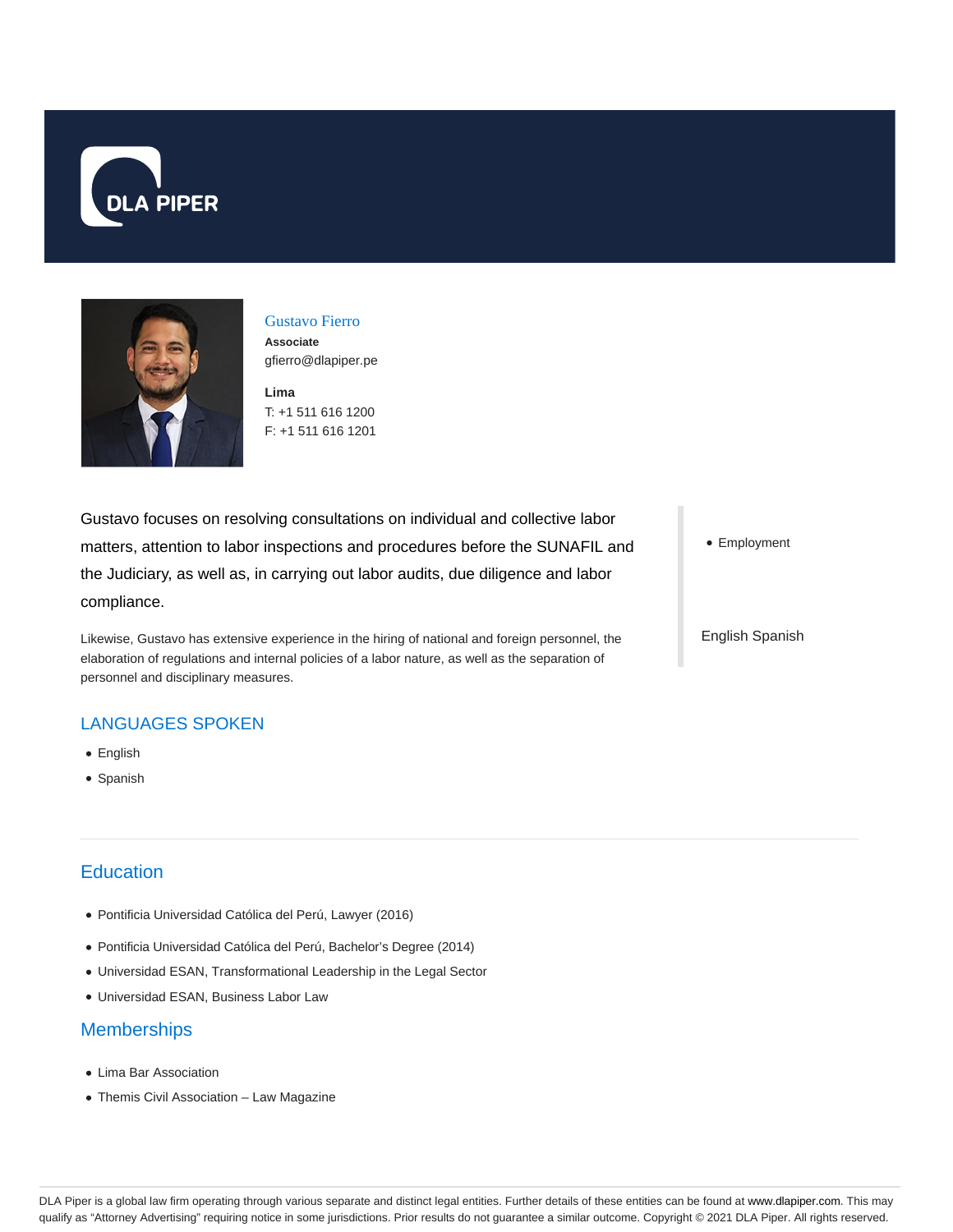DLA PIPER

## Gustavo Fierro

**Associate**

gfierro@dlapiper.pe

**Lima**

T: +1 511 616 1200

F: +1 511 616 1201

Gustavo focuses on resolving consultations on individual and collective labor matters, attention to labor inspections and procedures before the SUNAFIL and the Judiciary, as well as, in carrying out labor audits, due diligence and labor compliance.

Likewise, Gustavo has extensive experience in the hiring of national and foreign personnel, the elaboration of regulations and internal policies of a labor nature, as well as the separation of personnel and disciplinary measures.

- Employment

English Spanish

### LANGUAGES SPOKEN

- English
- Spanish

## Education

- Pontificia Universidad Católica del Perú, Lawyer (2016)
- Pontificia Universidad Católica del Perú, Bachelor's Degree (2014)
- Universidad ESAN, Transformational Leadership in the Legal Sector
- Universidad ESAN, Business Labor Law

## Memberships

- Lima Bar Association
- Themis Civil Association – Law Magazine

DLA Piper is a global law firm operating through various separate and distinct legal entities. Further details of these entities can be found at www.dlapiper.com. This may qualify as "Attorney Advertising" requiring notice in some jurisdictions. Prior results do not guarantee a similar outcome. Copyright © 2021 DLA Piper. All rights reserved.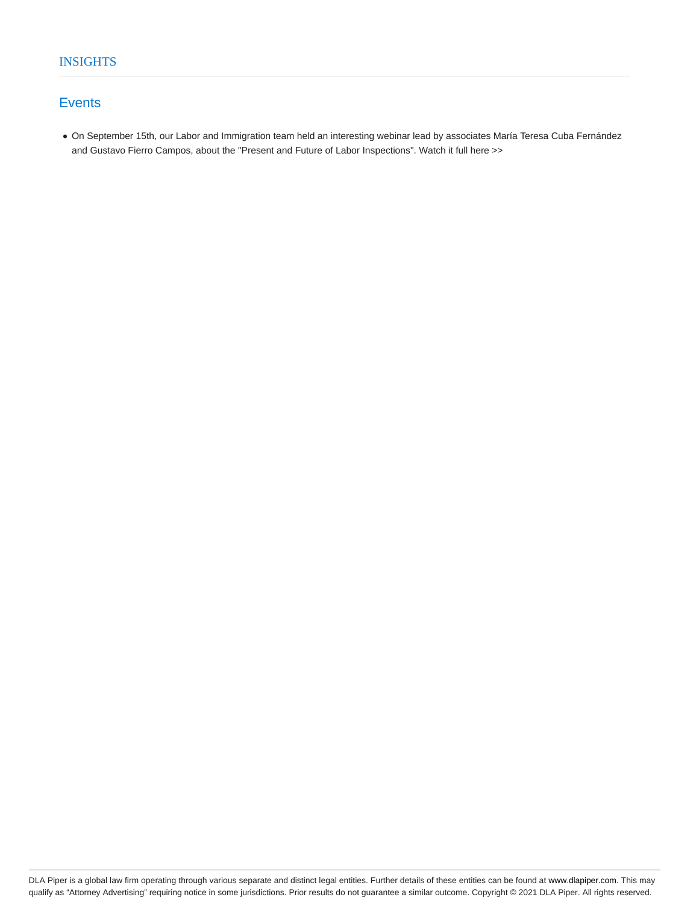## INSIGHTS

### Events

- On September 15th, our Labor and Immigration team held an interesting webinar lead by associates María Teresa Cuba Fernández and Gustavo Fierro Campos, about the "Present and Future of Labor Inspections". Watch it full here >>

DLA Piper is a global law firm operating through various separate and distinct legal entities. Further details of these entities can be found at www.dlapiper.com. This may qualify as "Attorney Advertising" requiring notice in some jurisdictions. Prior results do not guarantee a similar outcome. Copyright © 2021 DLA Piper. All rights reserved.